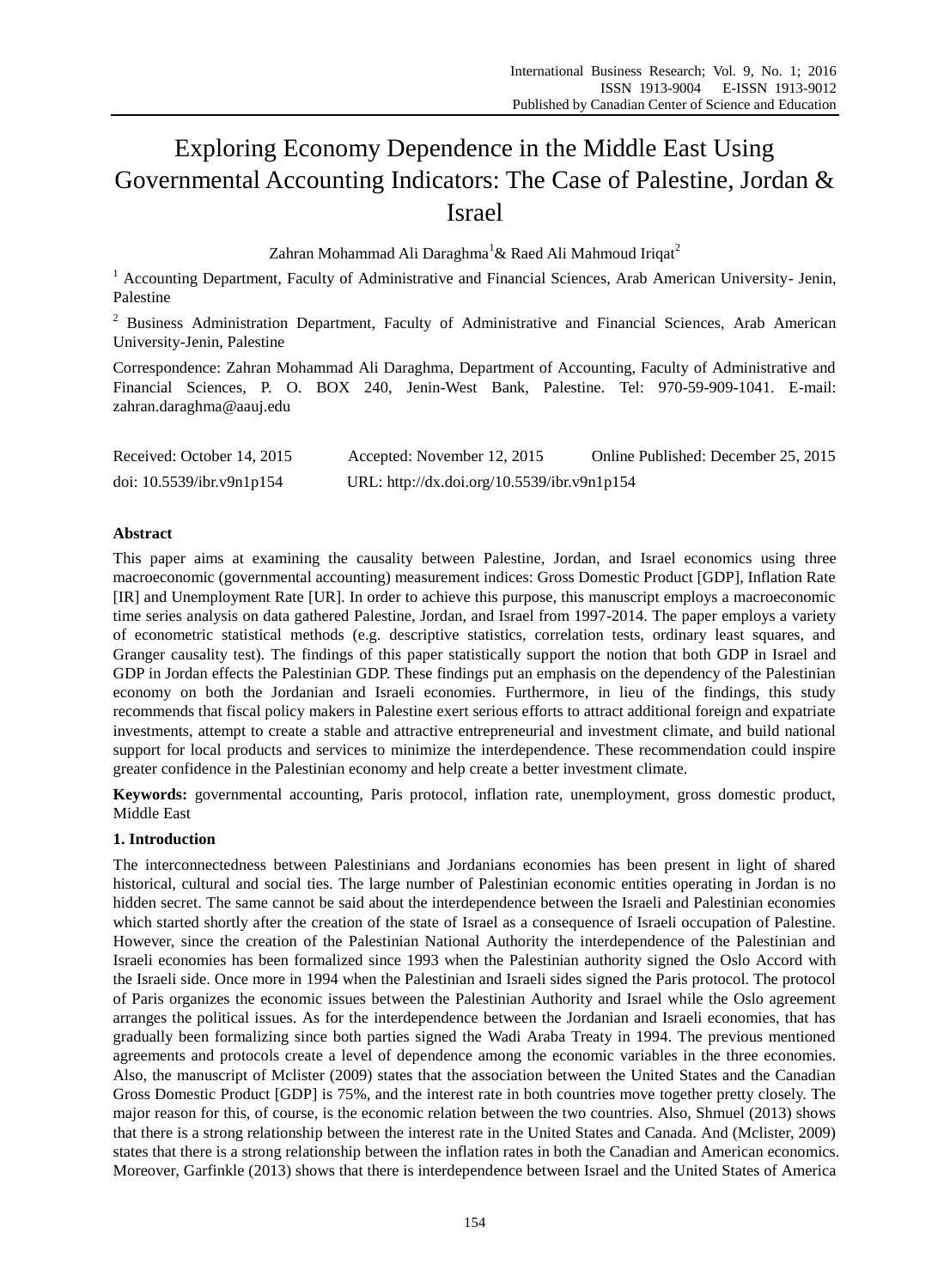# Exploring Economy Dependence in the Middle East Using Governmental Accounting Indicators: The Case of Palestine, Jordan & Israel

Zahran Mohammad Ali Daraghma[1] & Raed Ali Mahmoud Iriqat[2]

[1] Accounting Department, Faculty of Administrative and Financial Sciences, Arab American University- Jenin, Palestine

[2] Business Administration Department, Faculty of Administrative and Financial Sciences, Arab American University-Jenin, Palestine

Correspondence: Zahran Mohammad Ali Daraghma, Department of Accounting, Faculty of Administrative and Financial Sciences, P. O. BOX 240, Jenin-West Bank, Palestine. Tel: 970-59-909-1041. E-mail: zahran.daraghma@aauj.edu

Received: October 14, 2015 Accepted: November 12, 2015 Online Published: December 25, 2015

doi: 10.5539/ibr.v9n1p154 URL: http://dx.doi.org/10.5539/ibr.v9n1p154

## Abstract

This paper aims at examining the causality between Palestine, Jordan, and Israel economics using three macroeconomic (governmental accounting) measurement indices: Gross Domestic Product [GDP], Inflation Rate [IR] and Unemployment Rate [UR]. In order to achieve this purpose, this manuscript employs a macroeconomic time series analysis on data gathered Palestine, Jordan, and Israel from 1997-2014. The paper employs a variety of econometric statistical methods (e.g. descriptive statistics, correlation tests, ordinary least squares, and Granger causality test). The findings of this paper statistically support the notion that both GDP in Israel and GDP in Jordan effects the Palestinian GDP. These findings put an emphasis on the dependency of the Palestinian economy on both the Jordanian and Israeli economies. Furthermore, in lieu of the findings, this study recommends that fiscal policy makers in Palestine exert serious efforts to attract additional foreign and expatriate investments, attempt to create a stable and attractive entrepreneurial and investment climate, and build national support for local products and services to minimize the interdependence. These recommendation could inspire greater confidence in the Palestinian economy and help create a better investment climate.

**Keywords:** governmental accounting, Paris protocol, inflation rate, unemployment, gross domestic product, Middle East

## 1. Introduction

The interconnectedness between Palestinians and Jordanians economies has been present in light of shared historical, cultural and social ties. The large number of Palestinian economic entities operating in Jordan is no hidden secret. The same cannot be said about the interdependence between the Israeli and Palestinian economies which started shortly after the creation of the state of Israel as a consequence of Israeli occupation of Palestine. However, since the creation of the Palestinian National Authority the interdependence of the Palestinian and Israeli economies has been formalized since 1993 when the Palestinian authority signed the Oslo Accord with the Israeli side. Once more in 1994 when the Palestinian and Israeli sides signed the Paris protocol. The protocol of Paris organizes the economic issues between the Palestinian Authority and Israel while the Oslo agreement arranges the political issues. As for the interdependence between the Jordanian and Israeli economies, that has gradually been formalizing since both parties signed the Wadi Araba Treaty in 1994. The previous mentioned agreements and protocols create a level of dependence among the economic variables in the three economies. Also, the manuscript of Mclister (2009) states that the association between the United States and the Canadian Gross Domestic Product [GDP] is 75%, and the interest rate in both countries move together pretty closely. The major reason for this, of course, is the economic relation between the two countries. Also, Shmuel (2013) shows that there is a strong relationship between the interest rate in the United States and Canada. And (Mclister, 2009) states that there is a strong relationship between the inflation rates in both the Canadian and American economics. Moreover, Garfinkle (2013) shows that there is interdependence between Israel and the United States of America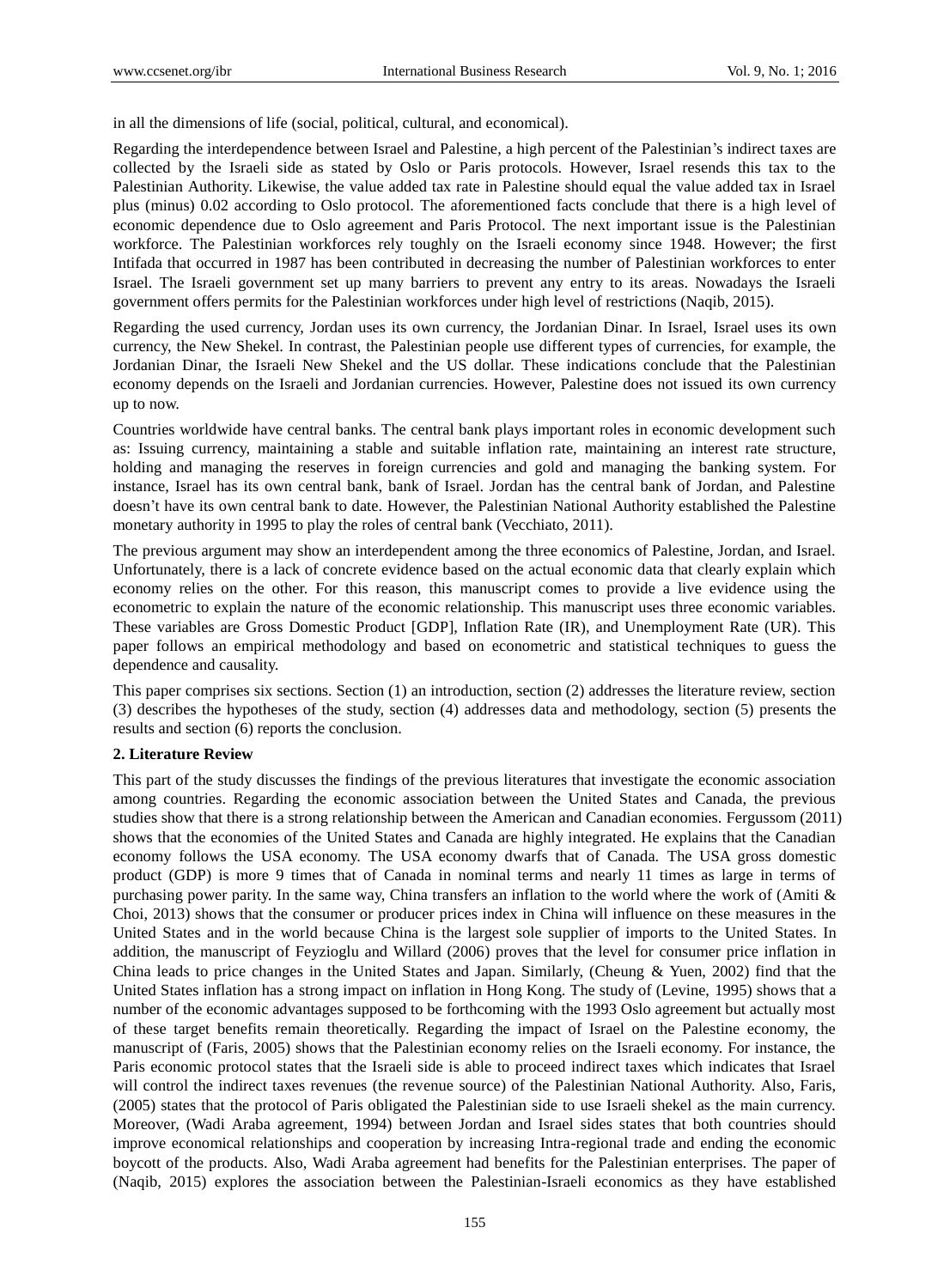in all the dimensions of life (social, political, cultural, and economical).

Regarding the interdependence between Israel and Palestine, a high percent of the Palestinian's indirect taxes are collected by the Israeli side as stated by Oslo or Paris protocols. However, Israel resends this tax to the Palestinian Authority. Likewise, the value added tax rate in Palestine should equal the value added tax in Israel plus (minus) 0.02 according to Oslo protocol. The aforementioned facts conclude that there is a high level of economic dependence due to Oslo agreement and Paris Protocol. The next important issue is the Palestinian workforce. The Palestinian workforces rely toughly on the Israeli economy since 1948. However; the first Intifada that occurred in 1987 has been contributed in decreasing the number of Palestinian workforces to enter Israel. The Israeli government set up many barriers to prevent any entry to its areas. Nowadays the Israeli government offers permits for the Palestinian workforces under high level of restrictions (Naqib, 2015).

Regarding the used currency, Jordan uses its own currency, the Jordanian Dinar. In Israel, Israel uses its own currency, the New Shekel. In contrast, the Palestinian people use different types of currencies, for example, the Jordanian Dinar, the Israeli New Shekel and the US dollar. These indications conclude that the Palestinian economy depends on the Israeli and Jordanian currencies. However, Palestine does not issued its own currency up to now.

Countries worldwide have central banks. The central bank plays important roles in economic development such as: Issuing currency, maintaining a stable and suitable inflation rate, maintaining an interest rate structure, holding and managing the reserves in foreign currencies and gold and managing the banking system. For instance, Israel has its own central bank, bank of Israel. Jordan has the central bank of Jordan, and Palestine doesn't have its own central bank to date. However, the Palestinian National Authority established the Palestine monetary authority in 1995 to play the roles of central bank (Vecchiato, 2011).

The previous argument may show an interdependent among the three economics of Palestine, Jordan, and Israel. Unfortunately, there is a lack of concrete evidence based on the actual economic data that clearly explain which economy relies on the other. For this reason, this manuscript comes to provide a live evidence using the econometric to explain the nature of the economic relationship. This manuscript uses three economic variables. These variables are Gross Domestic Product [GDP], Inflation Rate (IR), and Unemployment Rate (UR). This paper follows an empirical methodology and based on econometric and statistical techniques to guess the dependence and causality.

This paper comprises six sections. Section (1) an introduction, section (2) addresses the literature review, section (3) describes the hypotheses of the study, section (4) addresses data and methodology, section (5) presents the results and section (6) reports the conclusion.

## 2. Literature Review

This part of the study discusses the findings of the previous literatures that investigate the economic association among countries. Regarding the economic association between the United States and Canada, the previous studies show that there is a strong relationship between the American and Canadian economies. Fergussom (2011) shows that the economies of the United States and Canada are highly integrated. He explains that the Canadian economy follows the USA economy. The USA economy dwarfs that of Canada. The USA gross domestic product (GDP) is more 9 times that of Canada in nominal terms and nearly 11 times as large in terms of purchasing power parity. In the same way, China transfers an inflation to the world where the work of (Amiti & Choi, 2013) shows that the consumer or producer prices index in China will influence on these measures in the United States and in the world because China is the largest sole supplier of imports to the United States. In addition, the manuscript of Feyzioglu and Willard (2006) proves that the level for consumer price inflation in China leads to price changes in the United States and Japan. Similarly, (Cheung & Yuen, 2002) find that the United States inflation has a strong impact on inflation in Hong Kong. The study of (Levine, 1995) shows that a number of the economic advantages supposed to be forthcoming with the 1993 Oslo agreement but actually most of these target benefits remain theoretically. Regarding the impact of Israel on the Palestine economy, the manuscript of (Faris, 2005) shows that the Palestinian economy relies on the Israeli economy. For instance, the Paris economic protocol states that the Israeli side is able to proceed indirect taxes which indicates that Israel will control the indirect taxes revenues (the revenue source) of the Palestinian National Authority. Also, Faris, (2005) states that the protocol of Paris obligated the Palestinian side to use Israeli shekel as the main currency. Moreover, (Wadi Araba agreement, 1994) between Jordan and Israel sides states that both countries should improve economical relationships and cooperation by increasing Intra-regional trade and ending the economic boycott of the products. Also, Wadi Araba agreement had benefits for the Palestinian enterprises. The paper of (Naqib, 2015) explores the association between the Palestinian-Israeli economics as they have established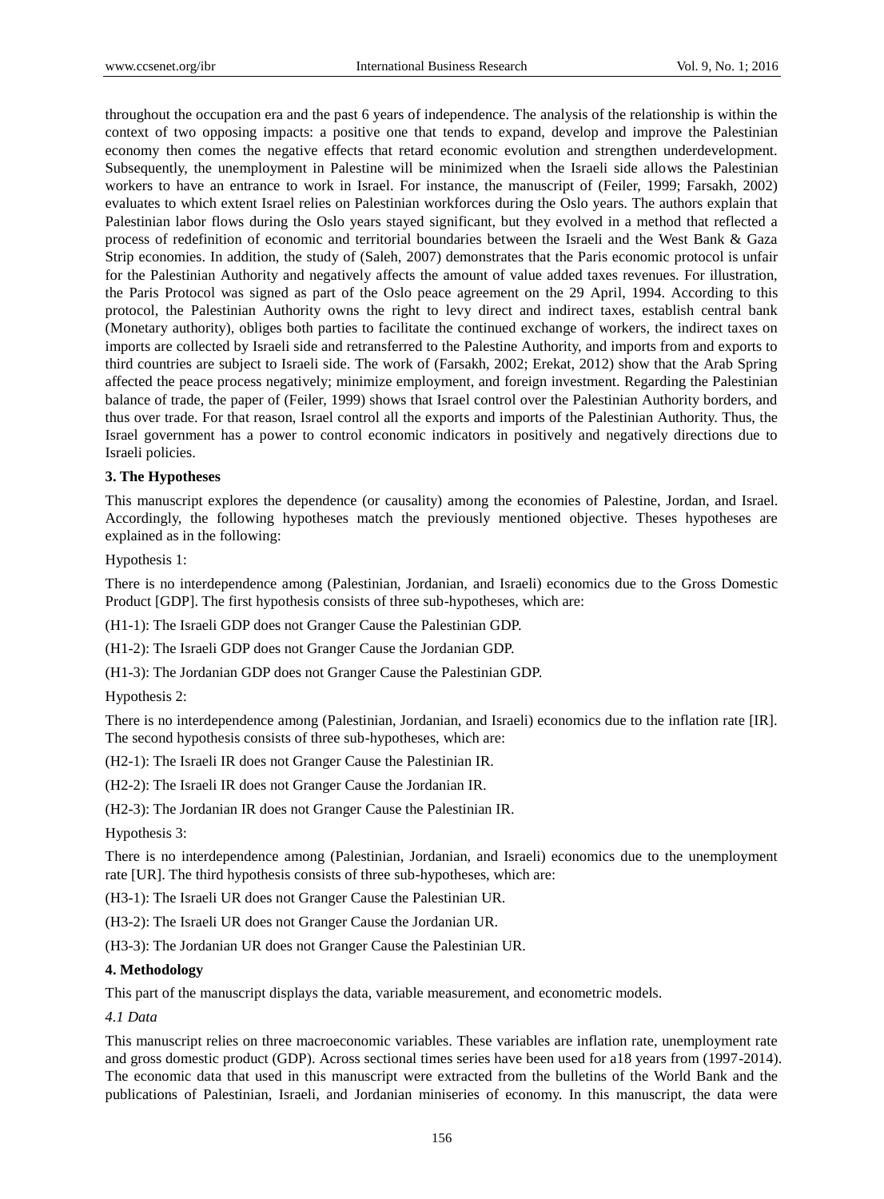throughout the occupation era and the past 6 years of independence. The analysis of the relationship is within the context of two opposing impacts: a positive one that tends to expand, develop and improve the Palestinian economy then comes the negative effects that retard economic evolution and strengthen underdevelopment. Subsequently, the unemployment in Palestine will be minimized when the Israeli side allows the Palestinian workers to have an entrance to work in Israel. For instance, the manuscript of (Feiler, 1999; Farsakh, 2002) evaluates to which extent Israel relies on Palestinian workforces during the Oslo years. The authors explain that Palestinian labor flows during the Oslo years stayed significant, but they evolved in a method that reflected a process of redefinition of economic and territorial boundaries between the Israeli and the West Bank & Gaza Strip economies. In addition, the study of (Saleh, 2007) demonstrates that the Paris economic protocol is unfair for the Palestinian Authority and negatively affects the amount of value added taxes revenues. For illustration, the Paris Protocol was signed as part of the Oslo peace agreement on the 29 April, 1994. According to this protocol, the Palestinian Authority owns the right to levy direct and indirect taxes, establish central bank (Monetary authority), obliges both parties to facilitate the continued exchange of workers, the indirect taxes on imports are collected by Israeli side and retransferred to the Palestine Authority, and imports from and exports to third countries are subject to Israeli side. The work of (Farsakh, 2002; Erekat, 2012) show that the Arab Spring affected the peace process negatively; minimize employment, and foreign investment. Regarding the Palestinian balance of trade, the paper of (Feiler, 1999) shows that Israel control over the Palestinian Authority borders, and thus over trade. For that reason, Israel control all the exports and imports of the Palestinian Authority. Thus, the Israel government has a power to control economic indicators in positively and negatively directions due to Israeli policies.

## 3. The Hypotheses

This manuscript explores the dependence (or causality) among the economies of Palestine, Jordan, and Israel. Accordingly, the following hypotheses match the previously mentioned objective. Theses hypotheses are explained as in the following:

Hypothesis 1:

There is no interdependence among (Palestinian, Jordanian, and Israeli) economics due to the Gross Domestic Product [GDP]. The first hypothesis consists of three sub-hypotheses, which are:

(H1-1): The Israeli GDP does not Granger Cause the Palestinian GDP.

(H1-2): The Israeli GDP does not Granger Cause the Jordanian GDP.

(H1-3): The Jordanian GDP does not Granger Cause the Palestinian GDP.

Hypothesis 2:

There is no interdependence among (Palestinian, Jordanian, and Israeli) economics due to the inflation rate [IR]. The second hypothesis consists of three sub-hypotheses, which are:

(H2-1): The Israeli IR does not Granger Cause the Palestinian IR.

(H2-2): The Israeli IR does not Granger Cause the Jordanian IR.

(H2-3): The Jordanian IR does not Granger Cause the Palestinian IR.

Hypothesis 3:

There is no interdependence among (Palestinian, Jordanian, and Israeli) economics due to the unemployment rate [UR]. The third hypothesis consists of three sub-hypotheses, which are:

(H3-1): The Israeli UR does not Granger Cause the Palestinian UR.

(H3-2): The Israeli UR does not Granger Cause the Jordanian UR.

(H3-3): The Jordanian UR does not Granger Cause the Palestinian UR.

## 4. Methodology

This part of the manuscript displays the data, variable measurement, and econometric models.

### *4.1 Data*

This manuscript relies on three macroeconomic variables. These variables are inflation rate, unemployment rate and gross domestic product (GDP). Across sectional times series have been used for a18 years from (1997-2014). The economic data that used in this manuscript were extracted from the bulletins of the World Bank and the publications of Palestinian, Israeli, and Jordanian miniseries of economy. In this manuscript, the data were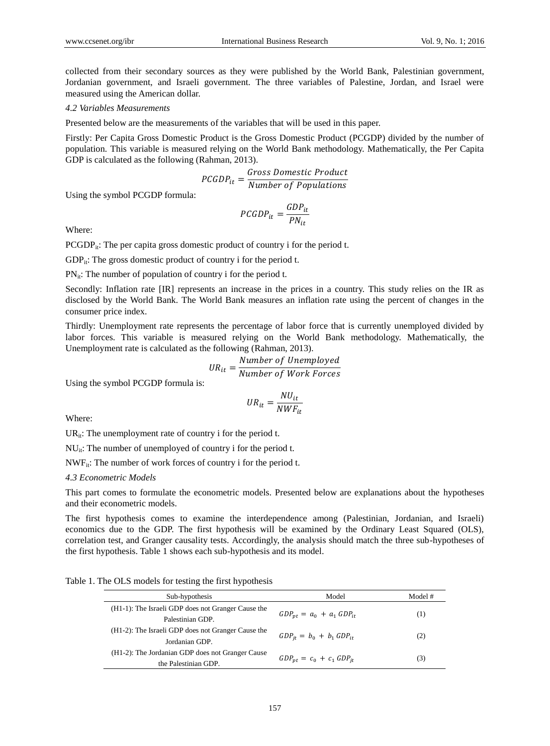collected from their secondary sources as they were published by the World Bank, Palestinian government, Jordanian government, and Israeli government. The three variables of Palestine, Jordan, and Israel were measured using the American dollar.

### *4.2 Variables Measurements*

Presented below are the measurements of the variables that will be used in this paper.

Firstly: Per Capita Gross Domestic Product is the Gross Domestic Product (PCGDP) divided by the number of population. This variable is measured relying on the World Bank methodology. Mathematically, the Per Capita GDP is calculated as the following (Rahman, 2013).

$$PCGDP_{it} = \frac{Gross\ Domestic\ Product}{Number\ of\ Populations}$$

Using the symbol PCGDP formula:

$$PCGDP_{it} = \frac{GDP_{it}}{PN_{it}}$$

Where:

$PCGDP_{it}$: The per capita gross domestic product of country i for the period t.

$GDP_{it}$: The gross domestic product of country i for the period t.

$PN_{it}$: The number of population of country i for the period t.

Secondly: Inflation rate [IR] represents an increase in the prices in a country. This study relies on the IR as disclosed by the World Bank. The World Bank measures an inflation rate using the percent of changes in the consumer price index.

Thirdly: Unemployment rate represents the percentage of labor force that is currently unemployed divided by labor forces. This variable is measured relying on the World Bank methodology. Mathematically, the Unemployment rate is calculated as the following (Rahman, 2013).

$$UR_{it} = \frac{Number\ of\ Unemployed}{Number\ of\ Work\ Forces}$$

Using the symbol PCGDP formula is:

$$UR_{it} = \frac{NU_{it}}{NWF_{it}}$$

Where:

$UR_{it}$: The unemployment rate of country i for the period t.

$NU_{it}$: The number of unemployed of country i for the period t.

$NWF_{it}$: The number of work forces of country i for the period t.

### *4.3 Econometric Models*

This part comes to formulate the econometric models. Presented below are explanations about the hypotheses and their econometric models.

The first hypothesis comes to examine the interdependence among (Palestinian, Jordanian, and Israeli) economics due to the GDP. The first hypothesis will be examined by the Ordinary Least Squared (OLS), correlation test, and Granger causality tests. Accordingly, the analysis should match the three sub-hypotheses of the first hypothesis. Table 1 shows each sub-hypothesis and its model.

Table 1. The OLS models for testing the first hypothesis

| Sub-hypothesis | Model | Model # |
| --- | --- | --- |
| (H1-1): The Israeli GDP does not Granger Cause the Palestinian GDP. | $GDP_{pt} = a_0 + a_1 GDP_{it}$ | (1) |
| (H1-2): The Israeli GDP does not Granger Cause the Jordanian GDP. | $GDP_{jt} = b_0 + b_1 GDP_{it}$ | (2) |
| (H1-2): The Jordanian GDP does not Granger Cause the Palestinian GDP. | $GDP_{pt} = c_0 + c_1 GDP_{jt}$ | (3) |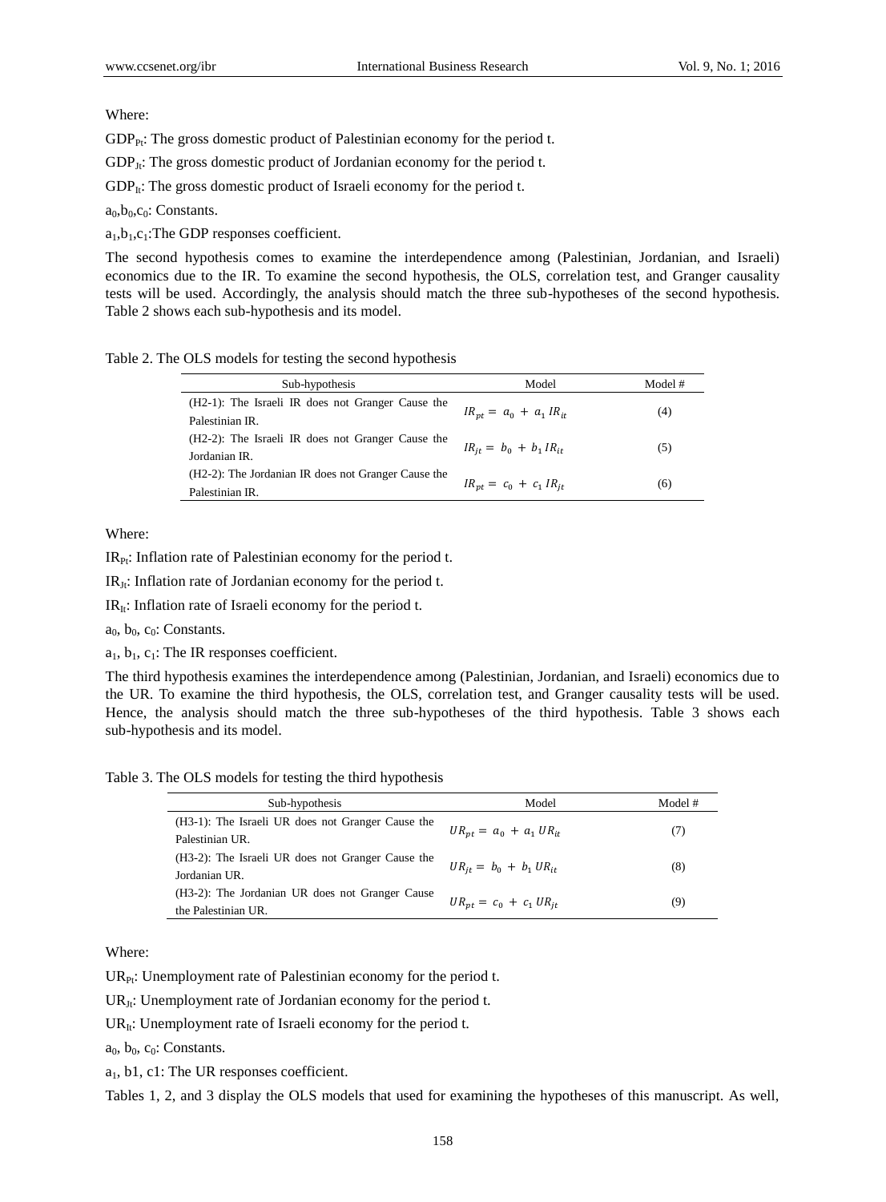Where:

$GDP_{Pt}$: The gross domestic product of Palestinian economy for the period t.

$GDP_{Jt}$: The gross domestic product of Jordanian economy for the period t.

$GDP_{It}$: The gross domestic product of Israeli economy for the period t.

$a_0, b_0, c_0$: Constants.

$a_1, b_1, c_1$: The GDP responses coefficient.

The second hypothesis comes to examine the interdependence among (Palestinian, Jordanian, and Israeli) economics due to the IR. To examine the second hypothesis, the OLS, correlation test, and Granger causality tests will be used. Accordingly, the analysis should match the three sub-hypotheses of the second hypothesis. Table 2 shows each sub-hypothesis and its model.

Table 2. The OLS models for testing the second hypothesis

| Sub-hypothesis | Model | Model # |
|---|---|---|
| (H2-1): The Israeli IR does not Granger Cause the Palestinian IR. | $IR_{pt} = a_0 + a_1 IR_{it}$ | (4) |
| (H2-2): The Israeli IR does not Granger Cause the Jordanian IR. | $IR_{jt} = b_0 + b_1 IR_{it}$ | (5) |
| (H2-2): The Jordanian IR does not Granger Cause the Palestinian IR. | $IR_{pt} = c_0 + c_1 IR_{jt}$ | (6) |

Where:

$IR_{Pt}$: Inflation rate of Palestinian economy for the period t.

$IR_{Jt}$: Inflation rate of Jordanian economy for the period t.

$IR_{It}$: Inflation rate of Israeli economy for the period t.

$a_0$, $b_0$, $c_0$: Constants.

$a_1$, $b_1$, $c_1$: The IR responses coefficient.

The third hypothesis examines the interdependence among (Palestinian, Jordanian, and Israeli) economics due to the UR. To examine the third hypothesis, the OLS, correlation test, and Granger causality tests will be used. Hence, the analysis should match the three sub-hypotheses of the third hypothesis. Table 3 shows each sub-hypothesis and its model.

Table 3. The OLS models for testing the third hypothesis

| Sub-hypothesis | Model | Model # |
|---|---|---|
| (H3-1): The Israeli UR does not Granger Cause the Palestinian UR. | $UR_{pt} = a_0 + a_1 UR_{it}$ | (7) |
| (H3-2): The Israeli UR does not Granger Cause the Jordanian UR. | $UR_{jt} = b_0 + b_1 UR_{it}$ | (8) |
| (H3-2): The Jordanian UR does not Granger Cause the Palestinian UR. | $UR_{pt} = c_0 + c_1 UR_{jt}$ | (9) |

Where:

$UR_{Pt}$: Unemployment rate of Palestinian economy for the period t.

$UR_{Jt}$: Unemployment rate of Jordanian economy for the period t.

$UR_{It}$: Unemployment rate of Israeli economy for the period t.

$a_0$, $b_0$, $c_0$: Constants.

$a_1$, b1, c1: The UR responses coefficient.

Tables 1, 2, and 3 display the OLS models that used for examining the hypotheses of this manuscript. As well,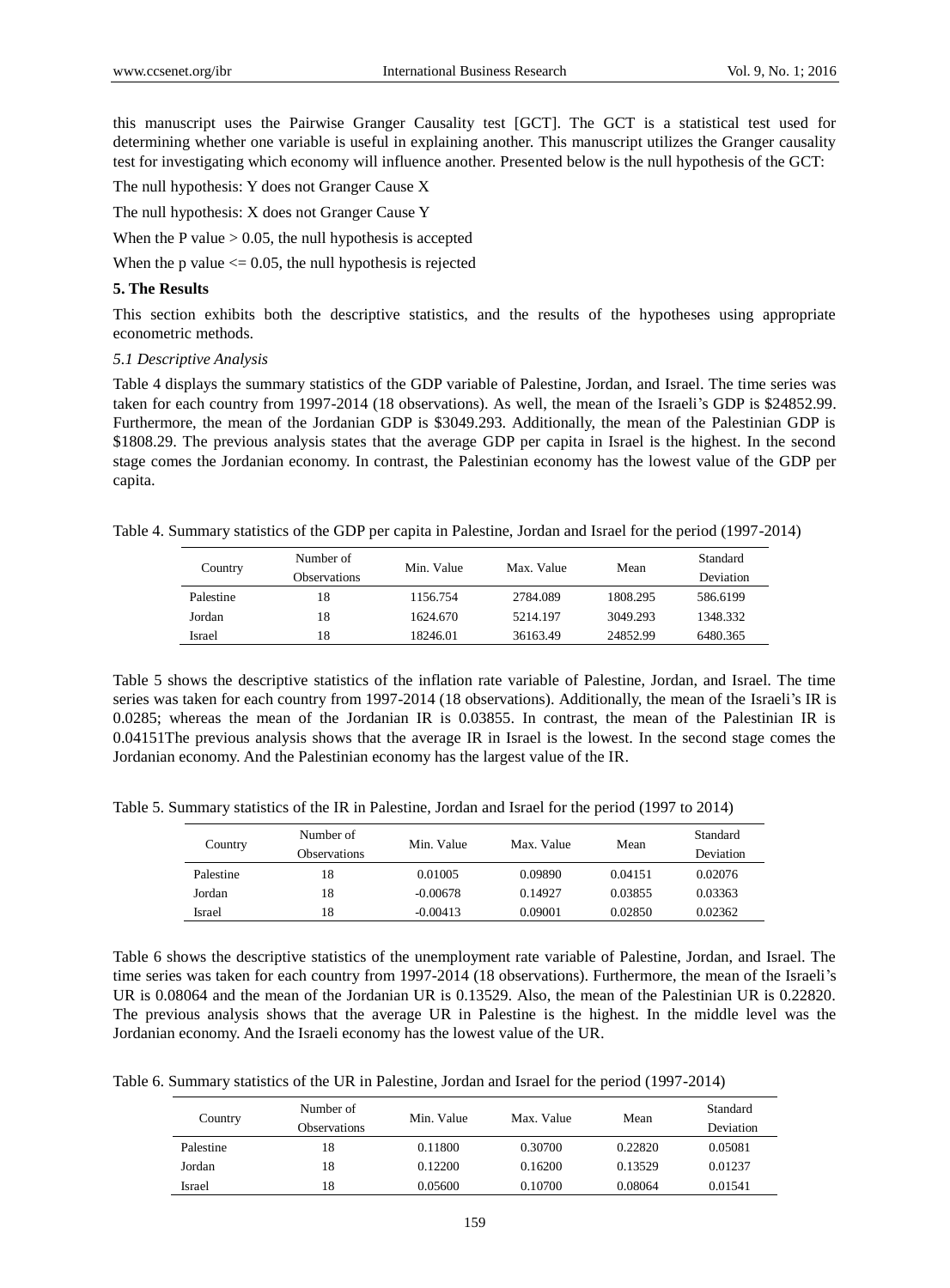this manuscript uses the Pairwise Granger Causality test [GCT]. The GCT is a statistical test used for determining whether one variable is useful in explaining another. This manuscript utilizes the Granger causality test for investigating which economy will influence another. Presented below is the null hypothesis of the GCT:

The null hypothesis: Y does not Granger Cause X

The null hypothesis: X does not Granger Cause Y

When the P value > 0.05, the null hypothesis is accepted

When the p value <= 0.05, the null hypothesis is rejected

## 5. The Results

This section exhibits both the descriptive statistics, and the results of the hypotheses using appropriate econometric methods.

### *5.1 Descriptive Analysis*

Table 4 displays the summary statistics of the GDP variable of Palestine, Jordan, and Israel. The time series was taken for each country from 1997-2014 (18 observations). As well, the mean of the Israeli's GDP is $24852.99. Furthermore, the mean of the Jordanian GDP is $3049.293. Additionally, the mean of the Palestinian GDP is $1808.29. The previous analysis states that the average GDP per capita in Israel is the highest. In the second stage comes the Jordanian economy. In contrast, the Palestinian economy has the lowest value of the GDP per capita.

Table 4. Summary statistics of the GDP per capita in Palestine, Jordan and Israel for the period (1997-2014)

| Country | Number of Observations | Min. Value | Max. Value | Mean | Standard Deviation |
|---|---|---|---|---|---|
| Palestine | 18 | 1156.754 | 2784.089 | 1808.295 | 586.6199 |
| Jordan | 18 | 1624.670 | 5214.197 | 3049.293 | 1348.332 |
| Israel | 18 | 18246.01 | 36163.49 | 24852.99 | 6480.365 |

Table 5 shows the descriptive statistics of the inflation rate variable of Palestine, Jordan, and Israel. The time series was taken for each country from 1997-2014 (18 observations). Additionally, the mean of the Israeli's IR is 0.0285; whereas the mean of the Jordanian IR is 0.03855. In contrast, the mean of the Palestinian IR is 0.04151The previous analysis shows that the average IR in Israel is the lowest. In the second stage comes the Jordanian economy. And the Palestinian economy has the largest value of the IR.

Table 5. Summary statistics of the IR in Palestine, Jordan and Israel for the period (1997 to 2014)

| Country | Number of Observations | Min. Value | Max. Value | Mean | Standard Deviation |
|---|---|---|---|---|---|
| Palestine | 18 | 0.01005 | 0.09890 | 0.04151 | 0.02076 |
| Jordan | 18 | -0.00678 | 0.14927 | 0.03855 | 0.03363 |
| Israel | 18 | -0.00413 | 0.09001 | 0.02850 | 0.02362 |

Table 6 shows the descriptive statistics of the unemployment rate variable of Palestine, Jordan, and Israel. The time series was taken for each country from 1997-2014 (18 observations). Furthermore, the mean of the Israeli's UR is 0.08064 and the mean of the Jordanian UR is 0.13529. Also, the mean of the Palestinian UR is 0.22820. The previous analysis shows that the average UR in Palestine is the highest. In the middle level was the Jordanian economy. And the Israeli economy has the lowest value of the UR.

Table 6. Summary statistics of the UR in Palestine, Jordan and Israel for the period (1997-2014)

| Country | Number of Observations | Min. Value | Max. Value | Mean | Standard Deviation |
|---|---|---|---|---|---|
| Palestine | 18 | 0.11800 | 0.30700 | 0.22820 | 0.05081 |
| Jordan | 18 | 0.12200 | 0.16200 | 0.13529 | 0.01237 |
| Israel | 18 | 0.05600 | 0.10700 | 0.08064 | 0.01541 |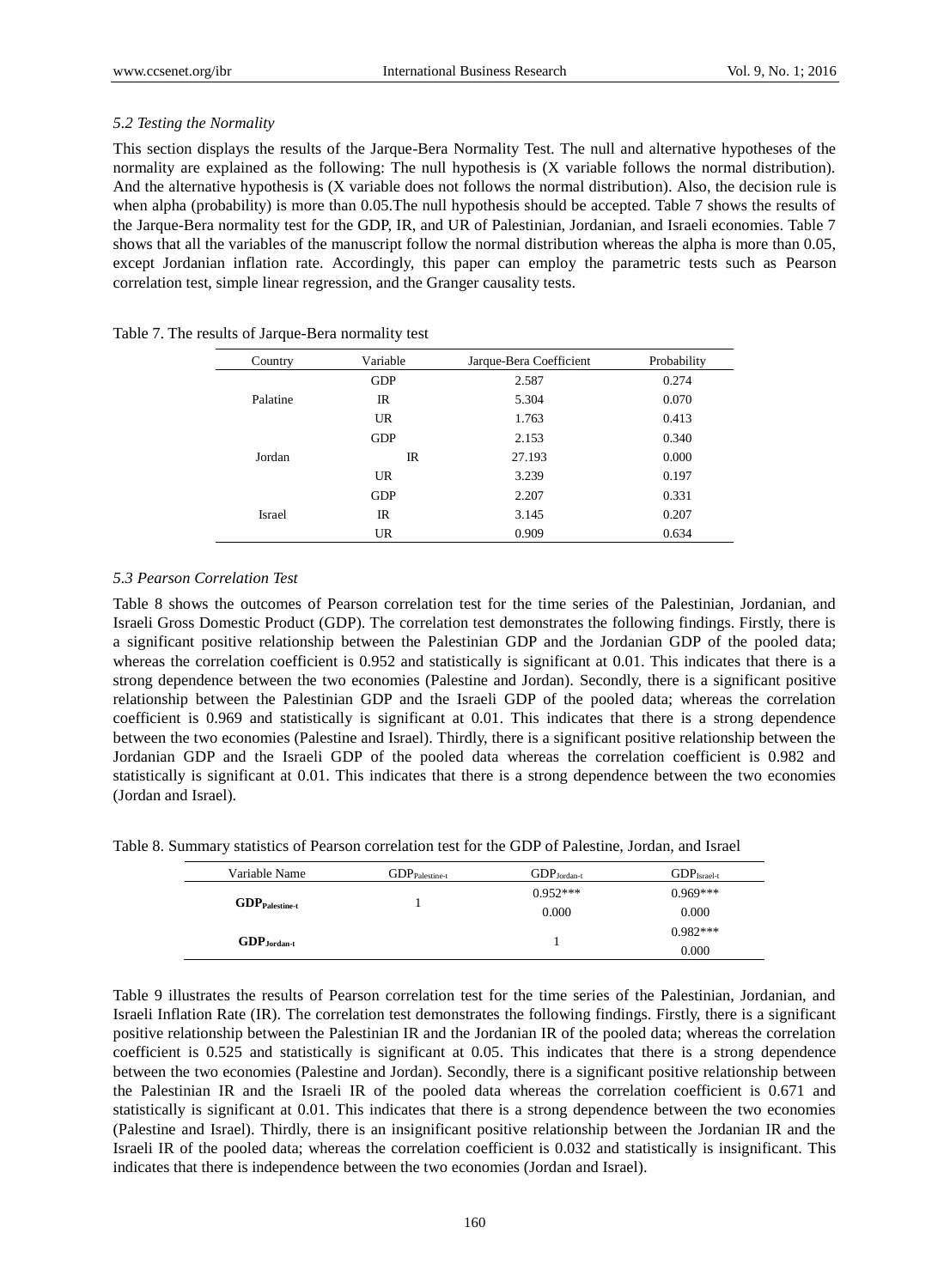### 5.2 Testing the Normality

This section displays the results of the Jarque-Bera Normality Test. The null and alternative hypotheses of the normality are explained as the following: The null hypothesis is (X variable follows the normal distribution). And the alternative hypothesis is (X variable does not follows the normal distribution). Also, the decision rule is when alpha (probability) is more than 0.05.The null hypothesis should be accepted. Table 7 shows the results of the Jarque-Bera normality test for the GDP, IR, and UR of Palestinian, Jordanian, and Israeli economies. Table 7 shows that all the variables of the manuscript follow the normal distribution whereas the alpha is more than 0.05, except Jordanian inflation rate. Accordingly, this paper can employ the parametric tests such as Pearson correlation test, simple linear regression, and the Granger causality tests.

Table 7. The results of Jarque-Bera normality test

| Country | Variable | Jarque-Bera Coefficient | Probability |
|---|---|---|---|
| Palatine | GDP | 2.587 | 0.274 |
| | IR | 5.304 | 0.070 |
| | UR | 1.763 | 0.413 |
| Jordan | GDP | 2.153 | 0.340 |
| | IR | 27.193 | 0.000 |
| | UR | 3.239 | 0.197 |
| Israel | GDP | 2.207 | 0.331 |
| | IR | 3.145 | 0.207 |
| | UR | 0.909 | 0.634 |

### 5.3 Pearson Correlation Test

Table 8 shows the outcomes of Pearson correlation test for the time series of the Palestinian, Jordanian, and Israeli Gross Domestic Product (GDP). The correlation test demonstrates the following findings. Firstly, there is a significant positive relationship between the Palestinian GDP and the Jordanian GDP of the pooled data; whereas the correlation coefficient is 0.952 and statistically is significant at 0.01. This indicates that there is a strong dependence between the two economies (Palestine and Jordan). Secondly, there is a significant positive relationship between the Palestinian GDP and the Israeli GDP of the pooled data; whereas the correlation coefficient is 0.969 and statistically is significant at 0.01. This indicates that there is a strong dependence between the two economies (Palestine and Israel). Thirdly, there is a significant positive relationship between the Jordanian GDP and the Israeli GDP of the pooled data whereas the correlation coefficient is 0.982 and statistically is significant at 0.01. This indicates that there is a strong dependence between the two economies (Jordan and Israel).

Table 8. Summary statistics of Pearson correlation test for the GDP of Palestine, Jordan, and Israel

| Variable Name | $GDP_{Palestine-t}$ | $GDP_{Jordan-t}$ | $GDP_{Israel-t}$ |
|---|---|---|---|
| **$GDP_{Palestine-t}$** | 1 | 0.952*** | 0.969*** |
| | | 0.000 | 0.000 |
| **$GDP_{Jordan-t}$** | | 1 | 0.982*** |
| | | | 0.000 |

Table 9 illustrates the results of Pearson correlation test for the time series of the Palestinian, Jordanian, and Israeli Inflation Rate (IR). The correlation test demonstrates the following findings. Firstly, there is a significant positive relationship between the Palestinian IR and the Jordanian IR of the pooled data; whereas the correlation coefficient is 0.525 and statistically is significant at 0.05. This indicates that there is a strong dependence between the two economies (Palestine and Jordan). Secondly, there is a significant positive relationship between the Palestinian IR and the Israeli IR of the pooled data whereas the correlation coefficient is 0.671 and statistically is significant at 0.01. This indicates that there is a strong dependence between the two economies (Palestine and Israel). Thirdly, there is an insignificant positive relationship between the Jordanian IR and the Israeli IR of the pooled data; whereas the correlation coefficient is 0.032 and statistically is insignificant. This indicates that there is independence between the two economies (Jordan and Israel).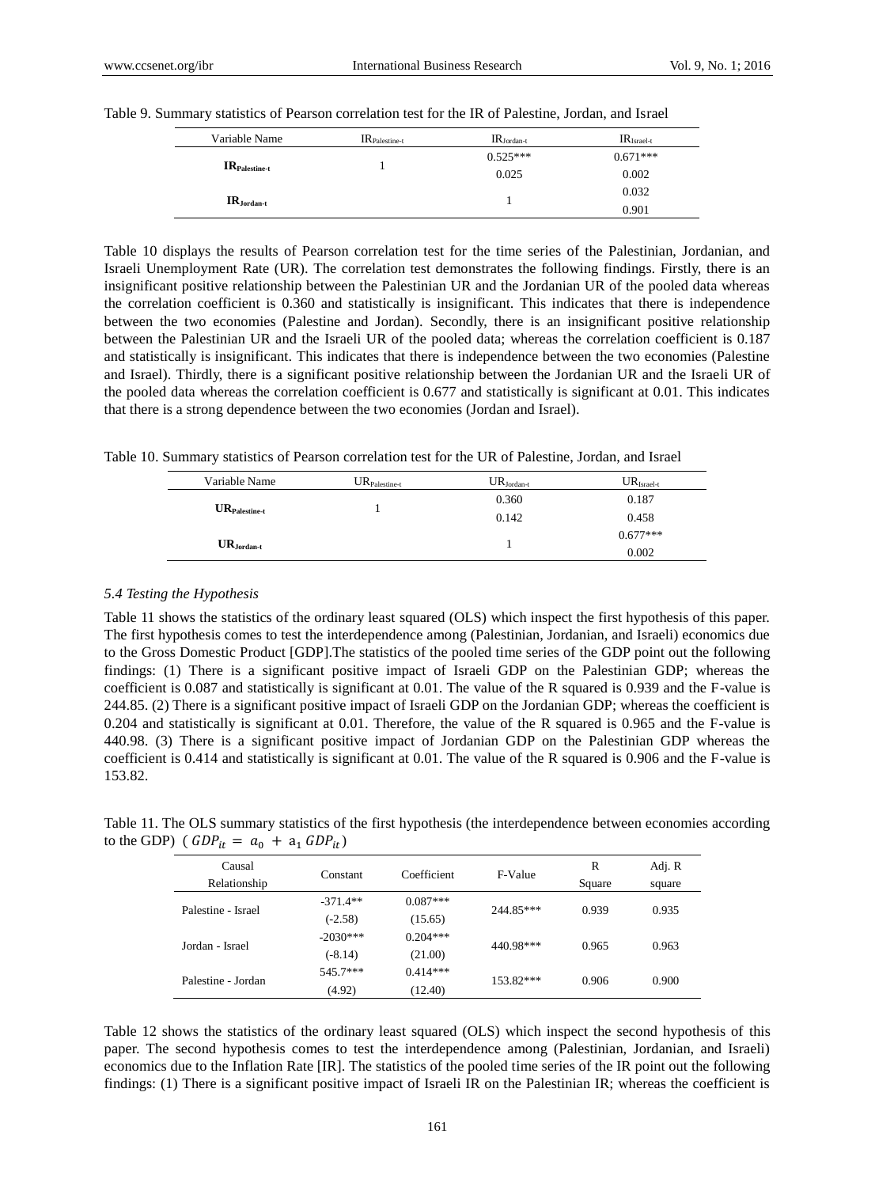Table 9. Summary statistics of Pearson correlation test for the IR of Palestine, Jordan, and Israel

| Variable Name | $IR_{Palestine-t}$ | $IR_{Jordan-t}$ | $IR_{Israel-t}$ |
|---|---|---|---|
| $\mathbf{IR_{Palestine-t}}$ | 1 | 0.525*** | 0.671*** |
| | | 0.025 | 0.002 |
| $\mathbf{IR_{Jordan-t}}$ | | 1 | 0.032 |
| | | | 0.901 |

Table 10 displays the results of Pearson correlation test for the time series of the Palestinian, Jordanian, and Israeli Unemployment Rate (UR). The correlation test demonstrates the following findings. Firstly, there is an insignificant positive relationship between the Palestinian UR and the Jordanian UR of the pooled data whereas the correlation coefficient is 0.360 and statistically is insignificant. This indicates that there is independence between the two economies (Palestine and Jordan). Secondly, there is an insignificant positive relationship between the Palestinian UR and the Israeli UR of the pooled data; whereas the correlation coefficient is 0.187 and statistically is insignificant. This indicates that there is independence between the two economies (Palestine and Israel). Thirdly, there is a significant positive relationship between the Jordanian UR and the Israeli UR of the pooled data whereas the correlation coefficient is 0.677 and statistically is significant at 0.01. This indicates that there is a strong dependence between the two economies (Jordan and Israel).

Table 10. Summary statistics of Pearson correlation test for the UR of Palestine, Jordan, and Israel

| Variable Name | $UR_{Palestine-t}$ | $UR_{Jordan-t}$ | $UR_{Israel-t}$ |
|---|---|---|---|
| $\mathbf{UR_{Palestine-t}}$ | 1 | 0.360 | 0.187 |
| | | 0.142 | 0.458 |
| $\mathbf{UR_{Jordan-t}}$ | | 1 | 0.677*** |
| | | | 0.002 |

*5.4 Testing the Hypothesis*

Table 11 shows the statistics of the ordinary least squared (OLS) which inspect the first hypothesis of this paper. The first hypothesis comes to test the interdependence among (Palestinian, Jordanian, and Israeli) economics due to the Gross Domestic Product [GDP].The statistics of the pooled time series of the GDP point out the following findings: (1) There is a significant positive impact of Israeli GDP on the Palestinian GDP; whereas the coefficient is 0.087 and statistically is significant at 0.01. The value of the R squared is 0.939 and the F-value is 244.85. (2) There is a significant positive impact of Israeli GDP on the Jordanian GDP; whereas the coefficient is 0.204 and statistically is significant at 0.01. Therefore, the value of the R squared is 0.965 and the F-value is 440.98. (3) There is a significant positive impact of Jordanian GDP on the Palestinian GDP whereas the coefficient is 0.414 and statistically is significant at 0.01. The value of the R squared is 0.906 and the F-value is 153.82.

Table 11. The OLS summary statistics of the first hypothesis (the interdependence between economies according to the GDP) ( $GDP_{it} = a_0 + a_1 \, GDP_{it}$ )

| Causal Relationship | Constant | Coefficient | F-Value | R Square | Adj. R square |
|---|---|---|---|---|---|
| Palestine - Israel | -371.4** | 0.087*** | 244.85*** | 0.939 | 0.935 |
| | (-2.58) | (15.65) | | | |
| Jordan - Israel | -2030*** | 0.204*** | 440.98*** | 0.965 | 0.963 |
| | (-8.14) | (21.00) | | | |
| Palestine - Jordan | 545.7*** | 0.414*** | 153.82*** | 0.906 | 0.900 |
| | (4.92) | (12.40) | | | |

Table 12 shows the statistics of the ordinary least squared (OLS) which inspect the second hypothesis of this paper. The second hypothesis comes to test the interdependence among (Palestinian, Jordanian, and Israeli) economics due to the Inflation Rate [IR]. The statistics of the pooled time series of the IR point out the following findings: (1) There is a significant positive impact of Israeli IR on the Palestinian IR; whereas the coefficient is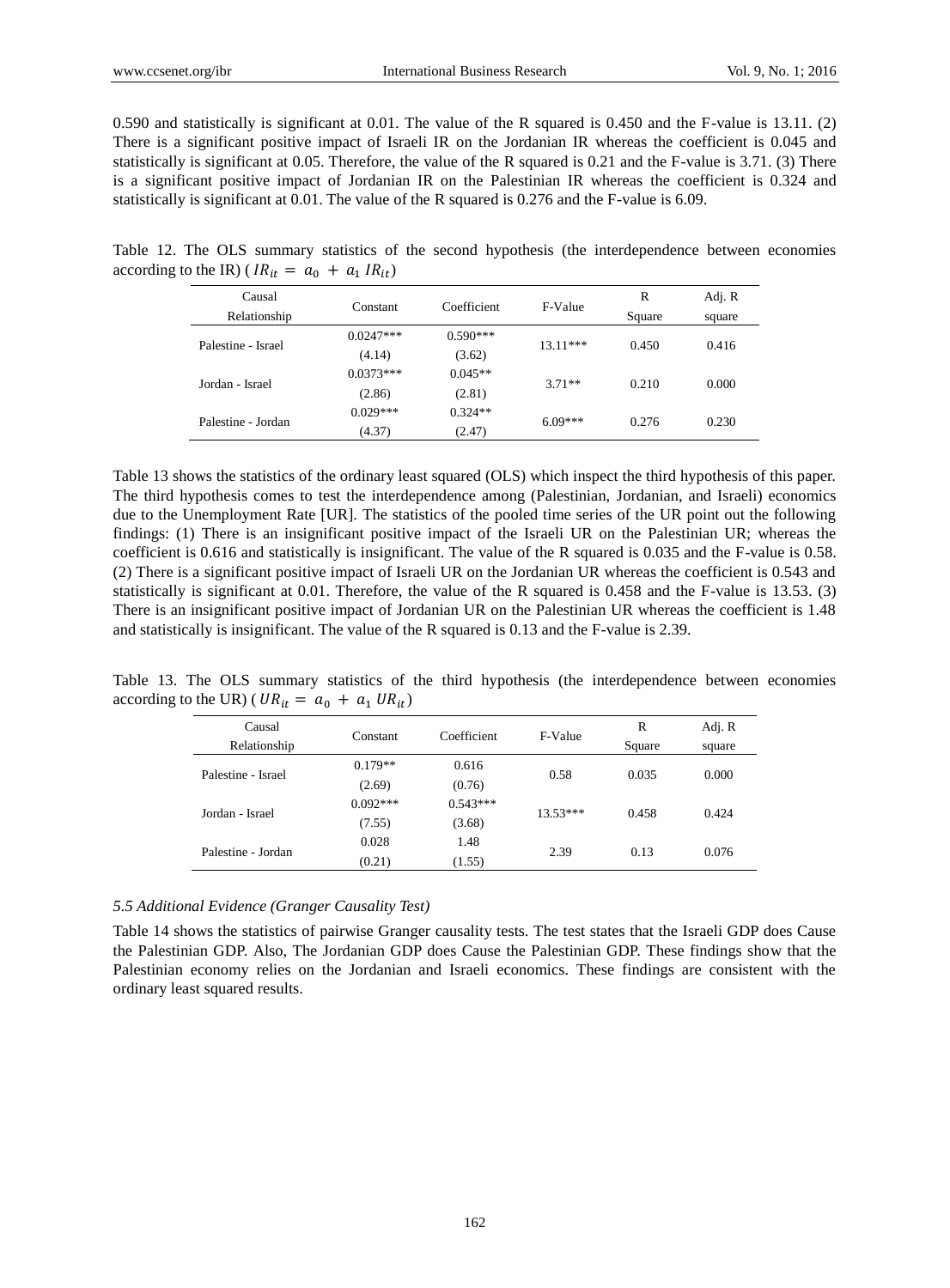0.590 and statistically is significant at 0.01. The value of the R squared is 0.450 and the F-value is 13.11. (2) There is a significant positive impact of Israeli IR on the Jordanian IR whereas the coefficient is 0.045 and statistically is significant at 0.05. Therefore, the value of the R squared is 0.21 and the F-value is 3.71. (3) There is a significant positive impact of Jordanian IR on the Palestinian IR whereas the coefficient is 0.324 and statistically is significant at 0.01. The value of the R squared is 0.276 and the F-value is 6.09.

Table 12. The OLS summary statistics of the second hypothesis (the interdependence between economies according to the IR) ( $IR_{it} = a_0 + a_1 IR_{it}$ )

| Causal Relationship | Constant | Coefficient | F-Value | R Square | Adj. R square |
|---|---|---|---|---|---|
| Palestine - Israel | 0.0247*** (4.14) | 0.590*** (3.62) | 13.11*** | 0.450 | 0.416 |
| Jordan - Israel | 0.0373*** (2.86) | 0.045** (2.81) | 3.71** | 0.210 | 0.000 |
| Palestine - Jordan | 0.029*** (4.37) | 0.324** (2.47) | 6.09*** | 0.276 | 0.230 |

Table 13 shows the statistics of the ordinary least squared (OLS) which inspect the third hypothesis of this paper. The third hypothesis comes to test the interdependence among (Palestinian, Jordanian, and Israeli) economics due to the Unemployment Rate [UR]. The statistics of the pooled time series of the UR point out the following findings: (1) There is an insignificant positive impact of the Israeli UR on the Palestinian UR; whereas the coefficient is 0.616 and statistically is insignificant. The value of the R squared is 0.035 and the F-value is 0.58. (2) There is a significant positive impact of Israeli UR on the Jordanian UR whereas the coefficient is 0.543 and statistically is significant at 0.01. Therefore, the value of the R squared is 0.458 and the F-value is 13.53. (3) There is an insignificant positive impact of Jordanian UR on the Palestinian UR whereas the coefficient is 1.48 and statistically is insignificant. The value of the R squared is 0.13 and the F-value is 2.39.

Table 13. The OLS summary statistics of the third hypothesis (the interdependence between economies according to the UR) ( $UR_{it} = a_0 + a_1 UR_{it}$ )

| Causal Relationship | Constant | Coefficient | F-Value | R Square | Adj. R square |
|---|---|---|---|---|---|
| Palestine - Israel | 0.179** (2.69) | 0.616 (0.76) | 0.58 | 0.035 | 0.000 |
| Jordan - Israel | 0.092*** (7.55) | 0.543*** (3.68) | 13.53*** | 0.458 | 0.424 |
| Palestine - Jordan | 0.028 (0.21) | 1.48 (1.55) | 2.39 | 0.13 | 0.076 |

### *5.5 Additional Evidence (Granger Causality Test)*

Table 14 shows the statistics of pairwise Granger causality tests. The test states that the Israeli GDP does Cause the Palestinian GDP. Also, The Jordanian GDP does Cause the Palestinian GDP. These findings show that the Palestinian economy relies on the Jordanian and Israeli economics. These findings are consistent with the ordinary least squared results.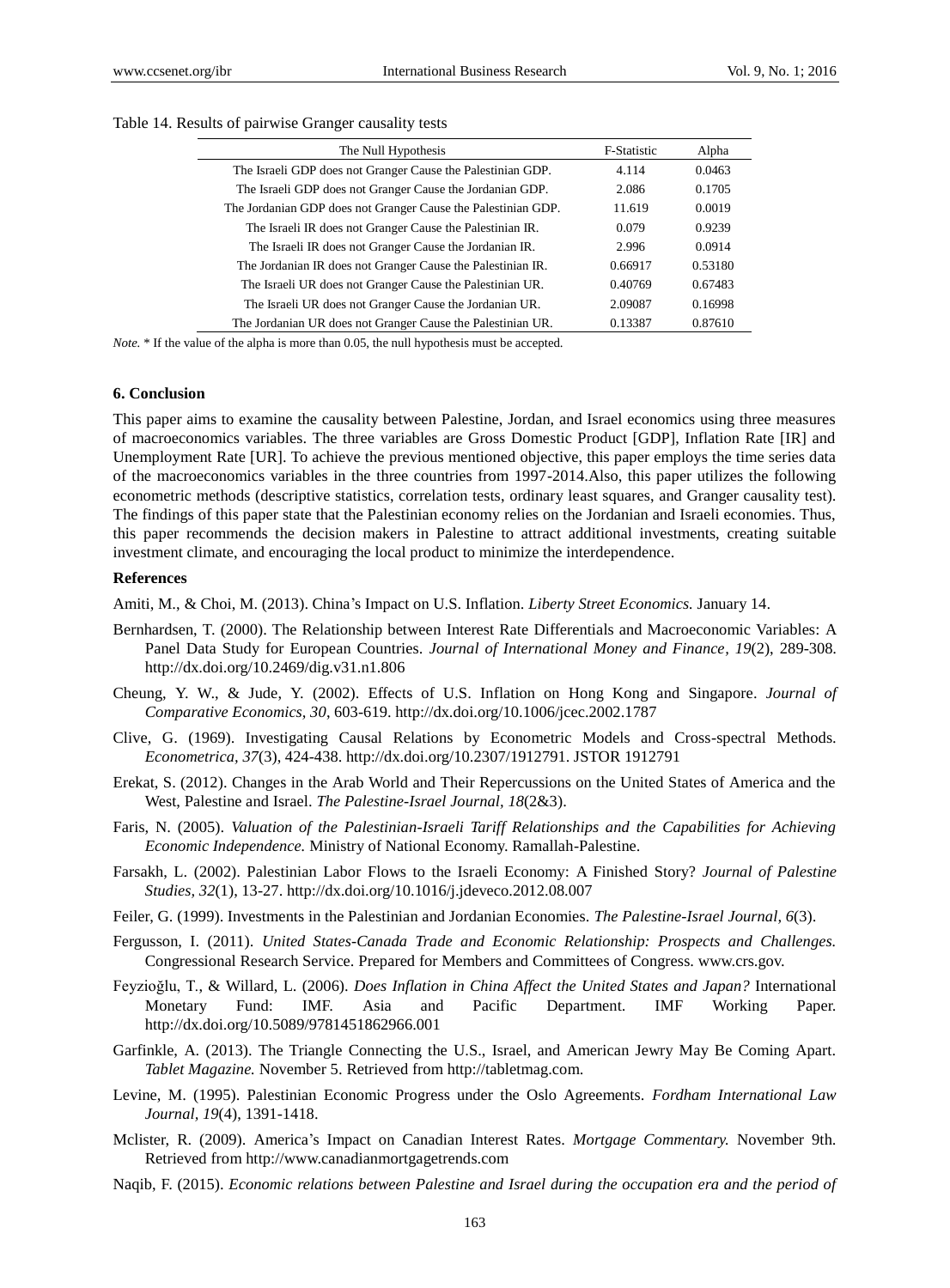Table 14. Results of pairwise Granger causality tests

| The Null Hypothesis | F-Statistic | Alpha |
|---|---|---|
| The Israeli GDP does not Granger Cause the Palestinian GDP. | 4.114 | 0.0463 |
| The Israeli GDP does not Granger Cause the Jordanian GDP. | 2.086 | 0.1705 |
| The Jordanian GDP does not Granger Cause the Palestinian GDP. | 11.619 | 0.0019 |
| The Israeli IR does not Granger Cause the Palestinian IR. | 0.079 | 0.9239 |
| The Israeli IR does not Granger Cause the Jordanian IR. | 2.996 | 0.0914 |
| The Jordanian IR does not Granger Cause the Palestinian IR. | 0.66917 | 0.53180 |
| The Israeli UR does not Granger Cause the Palestinian UR. | 0.40769 | 0.67483 |
| The Israeli UR does not Granger Cause the Jordanian UR. | 2.09087 | 0.16998 |
| The Jordanian UR does not Granger Cause the Palestinian UR. | 0.13387 | 0.87610 |

*Note.* * If the value of the alpha is more than 0.05, the null hypothesis must be accepted.

## 6. Conclusion

This paper aims to examine the causality between Palestine, Jordan, and Israel economics using three measures of macroeconomics variables. The three variables are Gross Domestic Product [GDP], Inflation Rate [IR] and Unemployment Rate [UR]. To achieve the previous mentioned objective, this paper employs the time series data of the macroeconomics variables in the three countries from 1997-2014.Also, this paper utilizes the following econometric methods (descriptive statistics, correlation tests, ordinary least squares, and Granger causality test). The findings of this paper state that the Palestinian economy relies on the Jordanian and Israeli economies. Thus, this paper recommends the decision makers in Palestine to attract additional investments, creating suitable investment climate, and encouraging the local product to minimize the interdependence.

## References

Amiti, M., & Choi, M. (2013). China's Impact on U.S. Inflation. *Liberty Street Economics.* January 14.

Bernhardsen, T. (2000). The Relationship between Interest Rate Differentials and Macroeconomic Variables: A Panel Data Study for European Countries. *Journal of International Money and Finance, 19*(2), 289-308. http://dx.doi.org/10.2469/dig.v31.n1.806

Cheung, Y. W., & Jude, Y. (2002). Effects of U.S. Inflation on Hong Kong and Singapore. *Journal of Comparative Economics, 30*, 603-619. http://dx.doi.org/10.1006/jcec.2002.1787

Clive, G. (1969). Investigating Causal Relations by Econometric Models and Cross-spectral Methods. *Econometrica, 37*(3), 424-438. http://dx.doi.org/10.2307/1912791. JSTOR 1912791

Erekat, S. (2012). Changes in the Arab World and Their Repercussions on the United States of America and the West, Palestine and Israel. *The Palestine-Israel Journal, 18*(2&3).

Faris, N. (2005). *Valuation of the Palestinian-Israeli Tariff Relationships and the Capabilities for Achieving Economic Independence.* Ministry of National Economy. Ramallah-Palestine.

Farsakh, L. (2002). Palestinian Labor Flows to the Israeli Economy: A Finished Story? *Journal of Palestine Studies, 32*(1), 13-27. http://dx.doi.org/10.1016/j.jdeveco.2012.08.007

Feiler, G. (1999). Investments in the Palestinian and Jordanian Economies. *The Palestine-Israel Journal, 6*(3).

Fergusson, I. (2011). *United States-Canada Trade and Economic Relationship: Prospects and Challenges.* Congressional Research Service. Prepared for Members and Committees of Congress. www.crs.gov.

Feyzioğlu, T., & Willard, L. (2006). *Does Inflation in China Affect the United States and Japan?* International Monetary Fund: IMF. Asia and Pacific Department. IMF Working Paper. http://dx.doi.org/10.5089/9781451862966.001

Garfinkle, A. (2013). The Triangle Connecting the U.S., Israel, and American Jewry May Be Coming Apart. *Tablet Magazine.* November 5. Retrieved from http://tabletmag.com.

Levine, M. (1995). Palestinian Economic Progress under the Oslo Agreements. *Fordham International Law Journal, 19*(4), 1391-1418.

Mclister, R. (2009). America's Impact on Canadian Interest Rates. *Mortgage Commentary.* November 9th. Retrieved from http://www.canadianmortgagetrends.com

Naqib, F. (2015). *Economic relations between Palestine and Israel during the occupation era and the period of*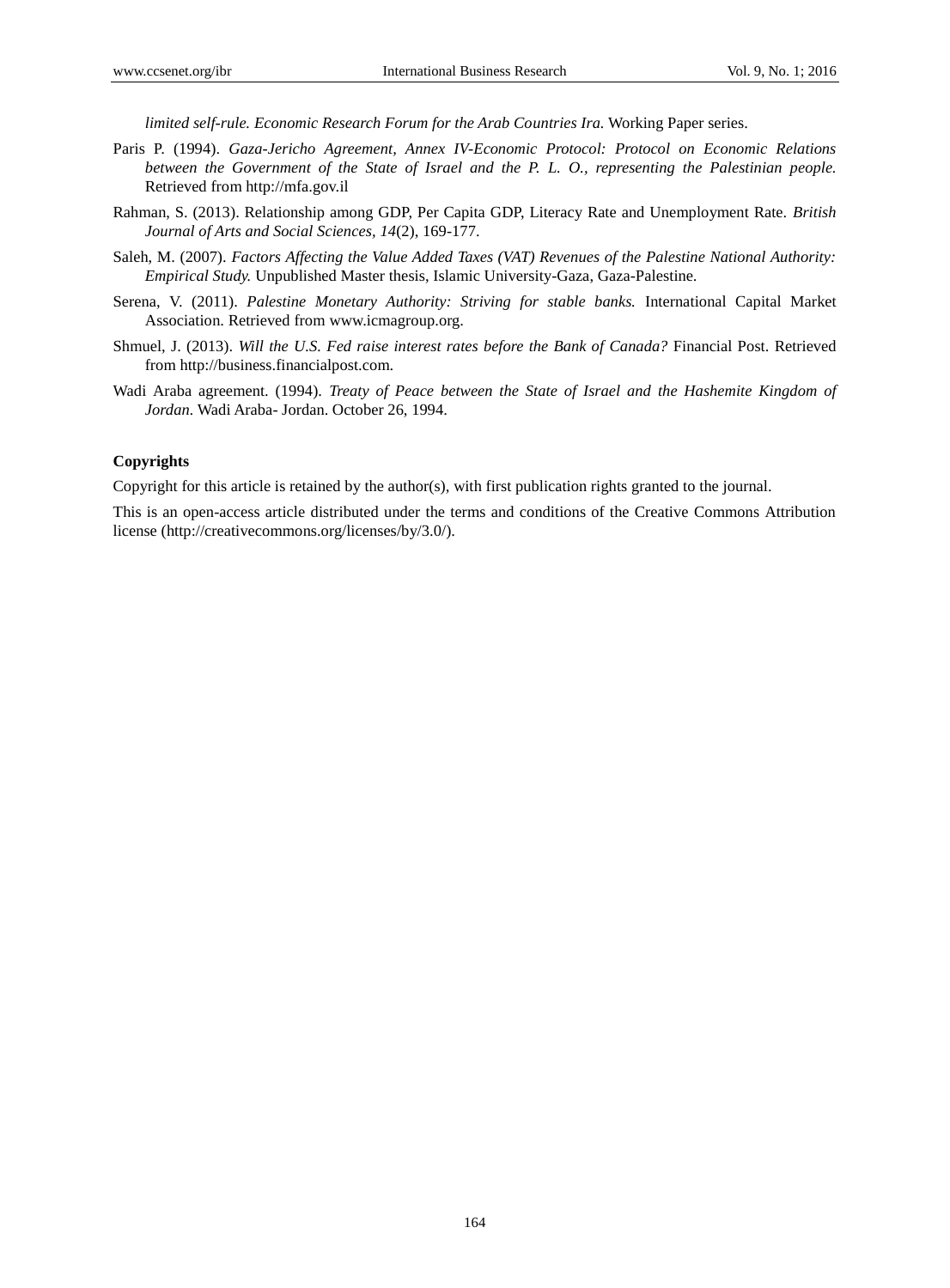*limited self-rule. Economic Research Forum for the Arab Countries Ira.* Working Paper series.

Paris P. (1994). *Gaza-Jericho Agreement, Annex IV-Economic Protocol: Protocol on Economic Relations between the Government of the State of Israel and the P. L. O., representing the Palestinian people.* Retrieved from http://mfa.gov.il

Rahman, S. (2013). Relationship among GDP, Per Capita GDP, Literacy Rate and Unemployment Rate. *British Journal of Arts and Social Sciences, 14*(2), 169-177.

Saleh, M. (2007). *Factors Affecting the Value Added Taxes (VAT) Revenues of the Palestine National Authority: Empirical Study.* Unpublished Master thesis, Islamic University-Gaza, Gaza-Palestine.

Serena, V. (2011). *Palestine Monetary Authority: Striving for stable banks.* International Capital Market Association. Retrieved from www.icmagroup.org.

Shmuel, J. (2013). *Will the U.S. Fed raise interest rates before the Bank of Canada?* Financial Post. Retrieved from http://business.financialpost.com.

Wadi Araba agreement. (1994). *Treaty of Peace between the State of Israel and the Hashemite Kingdom of Jordan*. Wadi Araba- Jordan. October 26, 1994.

**Copyrights**

Copyright for this article is retained by the author(s), with first publication rights granted to the journal.

This is an open-access article distributed under the terms and conditions of the Creative Commons Attribution license (http://creativecommons.org/licenses/by/3.0/).